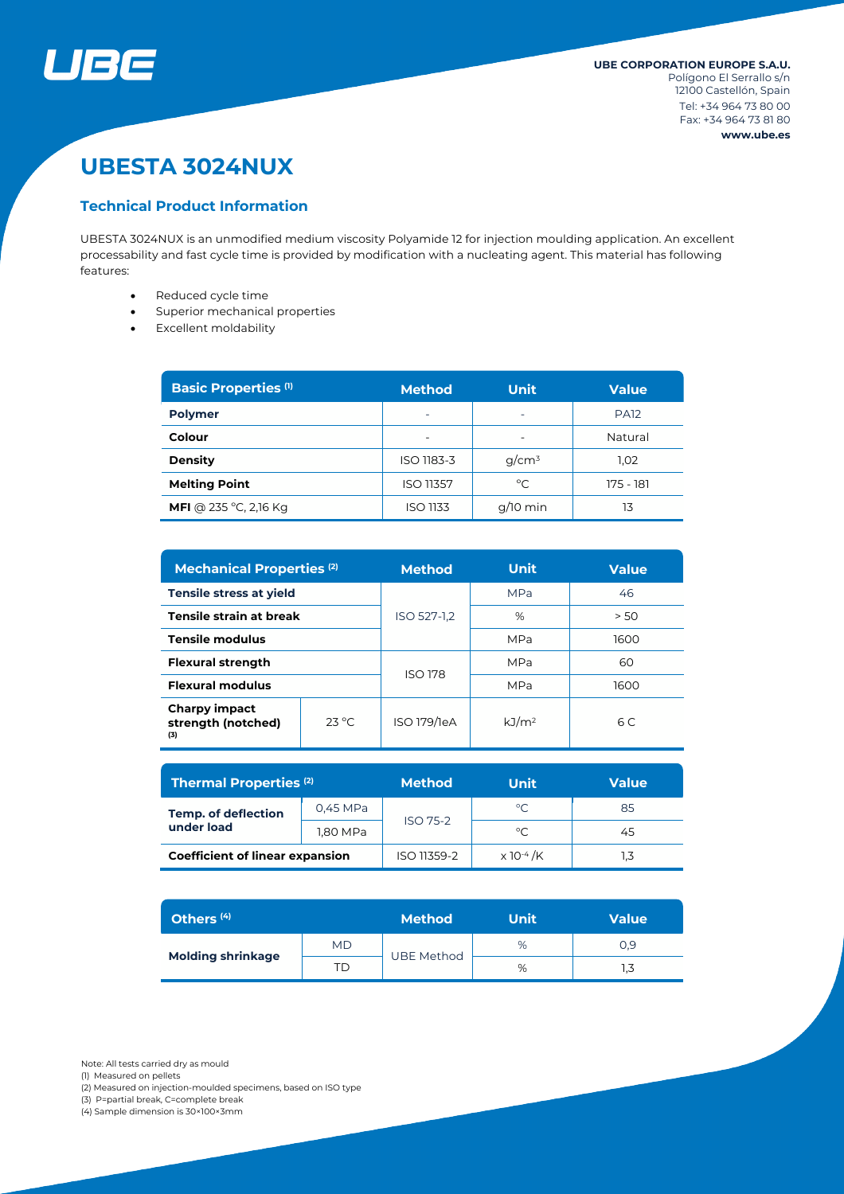UBE CORPORATION EUROPE S.A.U.
Polígono El Serrallo s/n
12100 Castellón, Spain
Tel: +34 964 73 80 00
Fax: +34 964 73 81 80
www.ube.es

# UBESTA 3024NUX

## Technical Product Information

UBESTA 3024NUX is an unmodified medium viscosity Polyamide 12 for injection moulding application. An excellent processability and fast cycle time is provided by modification with a nucleating agent. This material has following features:

- Reduced cycle time
- Superior mechanical properties
- Excellent moldability

| Basic Properties (1) | Method | Unit | Value |
|---|---|---|---|
| **Polymer** | - | - | PA12 |
| **Colour** | - | - | Natural |
| **Density** | ISO 1183-3 | $g/cm^3$ | 1,02 |
| **Melting Point** | ISO 11357 | °C | 175 - 181 |
| **MFI** @ 235 °C, 2,16 Kg | ISO 1133 | g/10 min | 13 |

| Mechanical Properties (2) | | Method | Unit | Value |
|---|---|---|---|---|
| **Tensile stress at yield** | | ISO 527-1,2 | MPa | 46 |
| **Tensile strain at break** | | | % | > 50 |
| **Tensile modulus** | | | MPa | 1600 |
| **Flexural strength** | | ISO 178 | MPa | 60 |
| **Flexural modulus** | | | MPa | 1600 |
| **Charpy impact strength (notched)** (3) | 23 °C | ISO 179/1eA | $kJ/m^2$ | 6 C |

| Thermal Properties (2) | | Method | Unit | Value |
|---|---|---|---|---|
| **Temp. of deflection under load** | 0,45 MPa | ISO 75-2 | °C | 85 |
| | 1,80 MPa | | °C | 45 |
| **Coefficient of linear expansion** | | ISO 11359-2 | $x 10^{-4}$ /K | 1,3 |

| Others (4) | | Method | Unit | Value |
|---|---|---|---|---|
| **Molding shrinkage** | MD | UBE Method | % | 0,9 |
| | TD | | % | 1,3 |

Note: All tests carried dry as mould
(1) Measured on pellets
(2) Measured on injection-moulded specimens, based on ISO type
(3) P=partial break, C=complete break
(4) Sample dimension is 30×100×3mm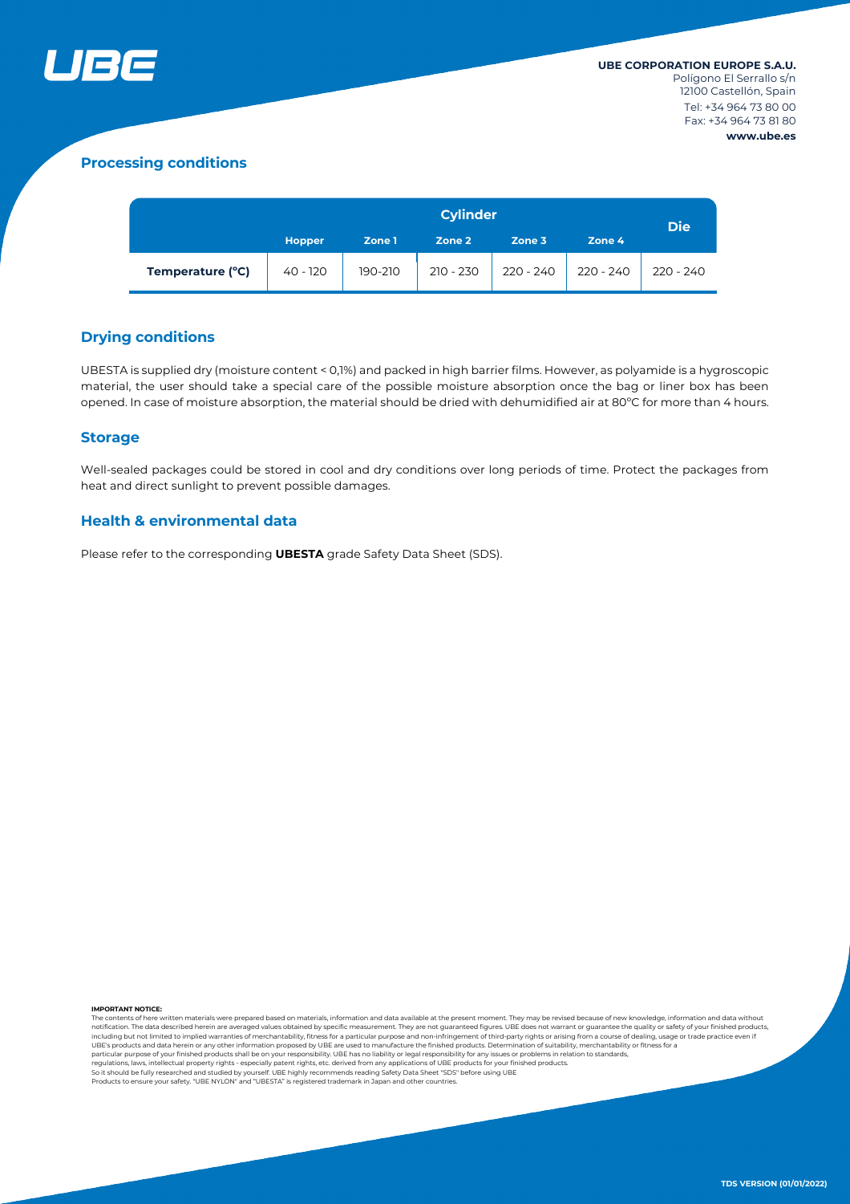**UBE CORPORATION EUROPE S.A.U.**
Polígono El Serrallo s/n
12100 Castellón, Spain
Tel: +34 964 73 80 00
Fax: +34 964 73 81 80
**www.ube.es**

## Processing conditions

| | Cylinder | | | | | Die |
|---|---|---|---|---|---|---|
| | Hopper | Zone 1 | Zone 2 | Zone 3 | Zone 4 | |
| **Temperature (°C)** | 40 - 120 | 190-210 | 210 - 230 | 220 - 240 | 220 - 240 | 220 - 240 |

## Drying conditions

UBESTA is supplied dry (moisture content < 0,1%) and packed in high barrier films. However, as polyamide is a hygroscopic material, the user should take a special care of the possible moisture absorption once the bag or liner box has been opened. In case of moisture absorption, the material should be dried with dehumidified air at 80°C for more than 4 hours.

## Storage

Well-sealed packages could be stored in cool and dry conditions over long periods of time. Protect the packages from heat and direct sunlight to prevent possible damages.

## Health & environmental data

Please refer to the corresponding **UBESTA** grade Safety Data Sheet (SDS).

**IMPORTANT NOTICE:**
The contents of here written materials were prepared based on materials, information and data available at the present moment. They may be revised because of new knowledge, information and data without notification. The data described herein are averaged values obtained by specific measurement. They are not guaranteed figures. UBE does not warrant or guarantee the quality or safety of your finished products, including but not limited to implied warranties of merchantability, fitness for a particular purpose and non-infringement of third-party rights or arising from a course of dealing, usage or trade practice even if UBE's products and data herein or any other information proposed by UBE are used to manufacture the finished products. Determination of suitability, merchantability or fitness for a particular purpose of your finished products shall be on your responsibility. UBE has no liability or legal responsibility for any issues or problems in relation to standards, regulations, laws, intellectual property rights - especially patent rights, etc. derived from any applications of UBE products for your finished products.
So it should be fully researched and studied by yourself. UBE highly recommends reading Safety Data Sheet "SDS" before using UBE Products to ensure your safety. "UBE NYLON" and "UBESTA" is registered trademark in Japan and other countries.

TDS VERSION (01/01/2022)